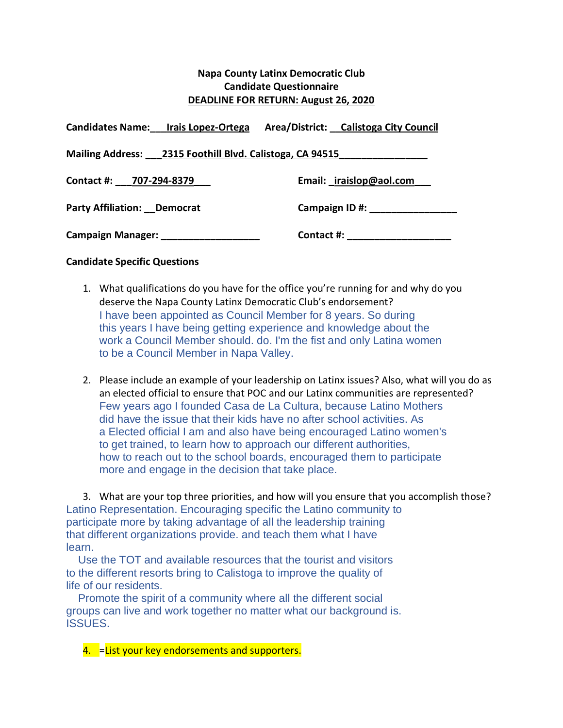**Napa County Latinx Democratic Club**
**Candidate Questionnaire**
**DEADLINE FOR RETURN: August 26, 2020**

**Candidates Name:** ___Irais Lopez-Ortega **Area/District:** __Calistoga City Council

**Mailing Address:** ___2315 Foothill Blvd. Calistoga, CA 94515________________

**Contact #:** ___707-294-8379___ **Email:** _iraislop@aol.com___

**Party Affiliation:** __Democrat **Campaign ID #:** ________________

**Campaign Manager:** __________________ **Contact #:** ___________________

**Candidate Specific Questions**

1. What qualifications do you have for the office you're running for and why do you deserve the Napa County Latinx Democratic Club's endorsement?
   I have been appointed as Council Member for 8 years. So during this years I have being getting experience and knowledge about the work a Council Member should. do. I'm the fist and only Latina women to be a Council Member in Napa Valley.

2. Please include an example of your leadership on Latinx issues? Also, what will you do as an elected official to ensure that POC and our Latinx communities are represented?
   Few years ago I founded Casa de La Cultura, because Latino Mothers did have the issue that their kids have no after school activities. As a Elected official I am and also have being encouraged Latino women's to get trained, to learn how to approach our different authorities, how to reach out to the school boards, encouraged them to participate more and engage in the decision that take place.

3. What are your top three priorities, and how will you ensure that you accomplish those?

Latino Representation. Encouraging specific the Latino community to participate more by taking advantage of all the leadership training that different organizations provide. and teach them what I have learn.

Use the TOT and available resources that the tourist and visitors to the different resorts bring to Calistoga to improve the quality of life of our residents.

Promote the spirit of a community where all the different social groups can live and work together no matter what our background is. ISSUES.

4. =List your key endorsements and supporters.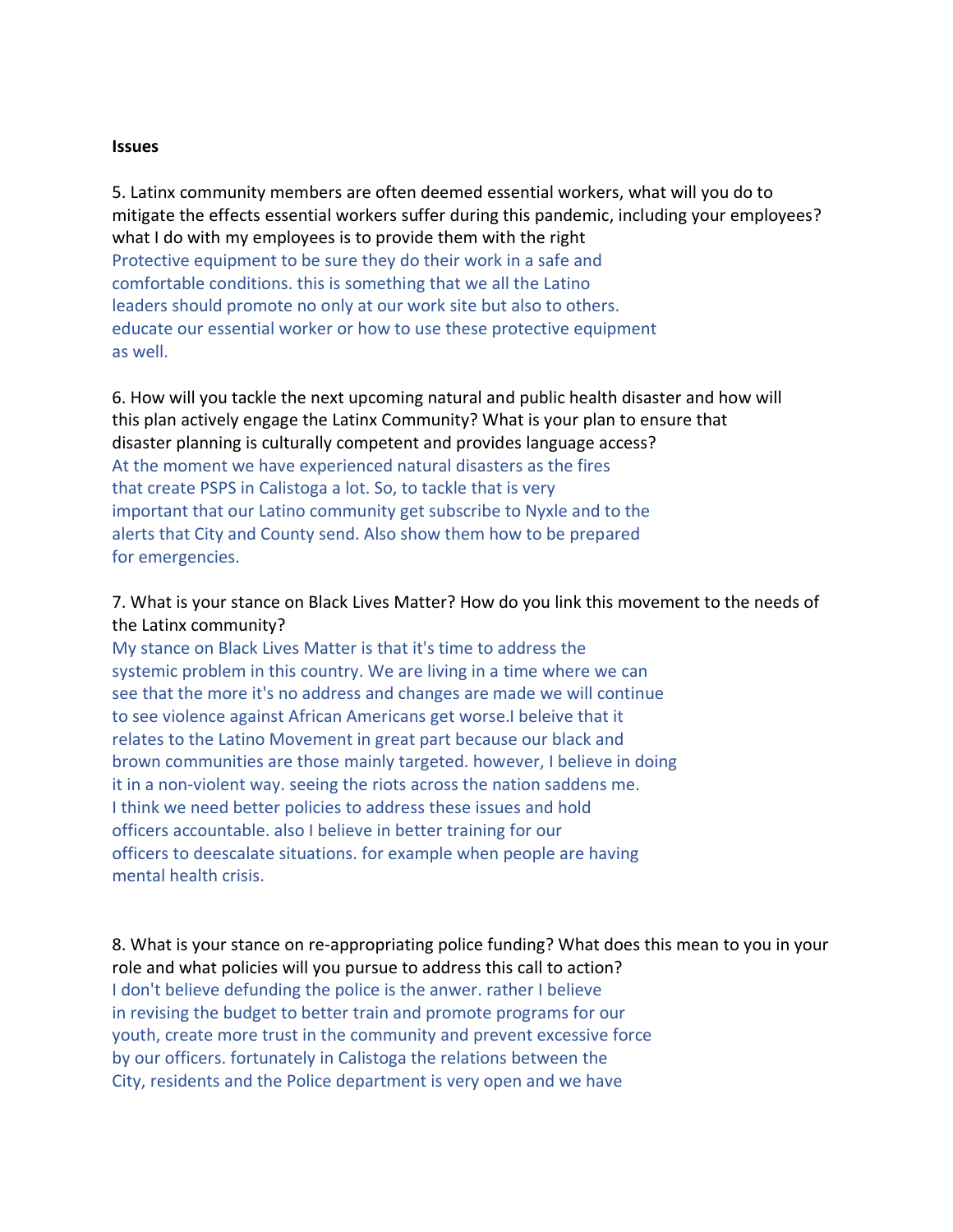**Issues**

5. Latinx community members are often deemed essential workers, what will you do to mitigate the effects essential workers suffer during this pandemic, including your employees?
what I do with my employees is to provide them with the right Protective equipment to be sure they do their work in a safe and comfortable conditions. this is something that we all the Latino leaders should promote no only at our work site but also to others. educate our essential worker or how to use these protective equipment as well.

6. How will you tackle the next upcoming natural and public health disaster and how will this plan actively engage the Latinx Community? What is your plan to ensure that disaster planning is culturally competent and provides language access?
At the moment we have experienced natural disasters as the fires that create PSPS in Calistoga a lot. So, to tackle that is very important that our Latino community get subscribe to Nyxle and to the alerts that City and County send. Also show them how to be prepared for emergencies.

7. What is your stance on Black Lives Matter? How do you link this movement to the needs of the Latinx community?
My stance on Black Lives Matter is that it's time to address the systemic problem in this country. We are living in a time where we can see that the more it's no address and changes are made we will continue to see violence against African Americans get worse.I beleive that it relates to the Latino Movement in great part because our black and brown communities are those mainly targeted. however, I believe in doing it in a non-violent way. seeing the riots across the nation saddens me. I think we need better policies to address these issues and hold officers accountable. also I believe in better training for our officers to deescalate situations. for example when people are having mental health crisis.

8. What is your stance on re-appropriating police funding? What does this mean to you in your role and what policies will you pursue to address this call to action?
I don't believe defunding the police is the anwer. rather I believe in revising the budget to better train and promote programs for our youth, create more trust in the community and prevent excessive force by our officers. fortunately in Calistoga the relations between the City, residents and the Police department is very open and we have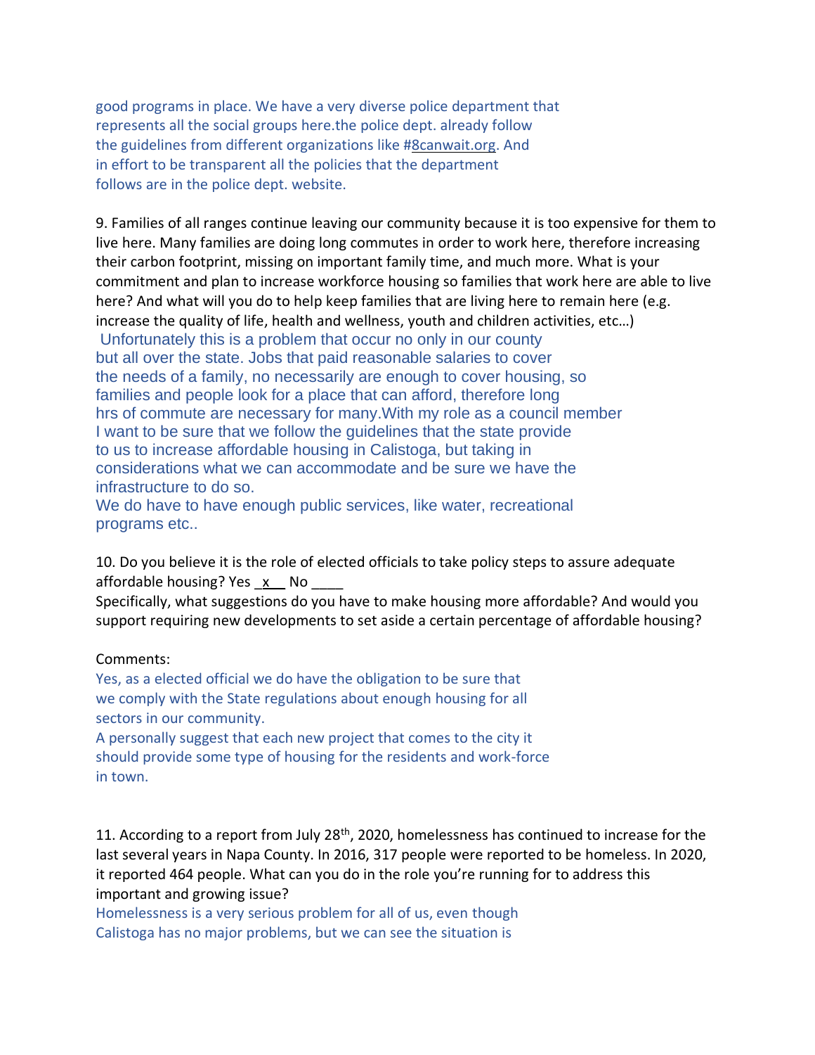good programs in place. We have a very diverse police department that represents all the social groups here.the police dept. already follow the guidelines from different organizations like #8canwait.org. And in effort to be transparent all the policies that the department follows are in the police dept. website.

9. Families of all ranges continue leaving our community because it is too expensive for them to live here. Many families are doing long commutes in order to work here, therefore increasing their carbon footprint, missing on important family time, and much more. What is your commitment and plan to increase workforce housing so families that work here are able to live here? And what will you do to help keep families that are living here to remain here (e.g. increase the quality of life, health and wellness, youth and children activities, etc…)

Unfortunately this is a problem that occur no only in our county but all over the state. Jobs that paid reasonable salaries to cover the needs of a family, no necessarily are enough to cover housing, so families and people look for a place that can afford, therefore long hrs of commute are necessary for many.With my role as a council member I want to be sure that we follow the guidelines that the state provide to us to increase affordable housing in Calistoga, but taking in considerations what we can accommodate and be sure we have the infrastructure to do so.

We do have to have enough public services, like water, recreational programs etc..

10. Do you believe it is the role of elected officials to take policy steps to assure adequate affordable housing? Yes \_x\_\_ No \_\_\_\_

Specifically, what suggestions do you have to make housing more affordable? And would you support requiring new developments to set aside a certain percentage of affordable housing?

Comments:

Yes, as a elected official we do have the obligation to be sure that we comply with the State regulations about enough housing for all sectors in our community.

A personally suggest that each new project that comes to the city it should provide some type of housing for the residents and work-force in town.

11. According to a report from July 28th, 2020, homelessness has continued to increase for the last several years in Napa County. In 2016, 317 people were reported to be homeless. In 2020, it reported 464 people. What can you do in the role you're running for to address this important and growing issue?

Homelessness is a very serious problem for all of us, even though Calistoga has no major problems, but we can see the situation is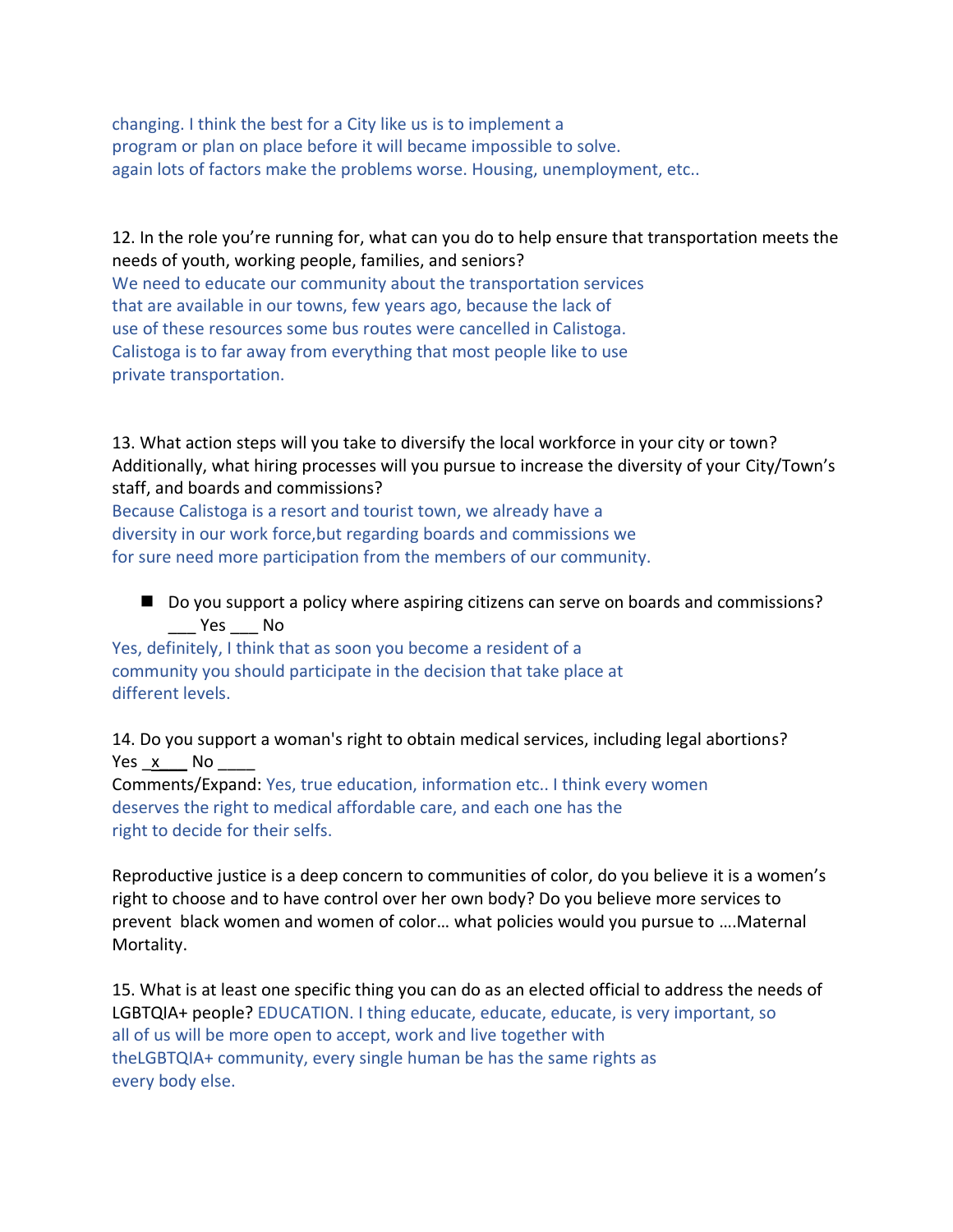changing. I think the best for a City like us is to implement a program or plan on place before it will became impossible to solve. again lots of factors make the problems worse. Housing, unemployment, etc..

12. In the role you're running for, what can you do to help ensure that transportation meets the needs of youth, working people, families, and seniors?

We need to educate our community about the transportation services that are available in our towns, few years ago, because the lack of use of these resources some bus routes were cancelled in Calistoga. Calistoga is to far away from everything that most people like to use private transportation.

13. What action steps will you take to diversify the local workforce in your city or town? Additionally, what hiring processes will you pursue to increase the diversity of your City/Town's staff, and boards and commissions?

Because Calistoga is a resort and tourist town, we already have a diversity in our work force,but regarding boards and commissions we for sure need more participation from the members of our community.

- Do you support a policy where aspiring citizens can serve on boards and commissions? ___ Yes ___ No

Yes, definitely, I think that as soon you become a resident of a community you should participate in the decision that take place at different levels.

14. Do you support a woman's right to obtain medical services, including legal abortions?
Yes _x___ No ____
Comments/Expand: Yes, true education, information etc.. I think every women deserves the right to medical affordable care, and each one has the right to decide for their selfs.

Reproductive justice is a deep concern to communities of color, do you believe it is a women's right to choose and to have control over her own body? Do you believe more services to prevent black women and women of color… what policies would you pursue to ….Maternal Mortality.

15. What is at least one specific thing you can do as an elected official to address the needs of LGBTQIA+ people? EDUCATION. I thing educate, educate, educate, is very important, so all of us will be more open to accept, work and live together with theLGBTQIA+ community, every single human be has the same rights as every body else.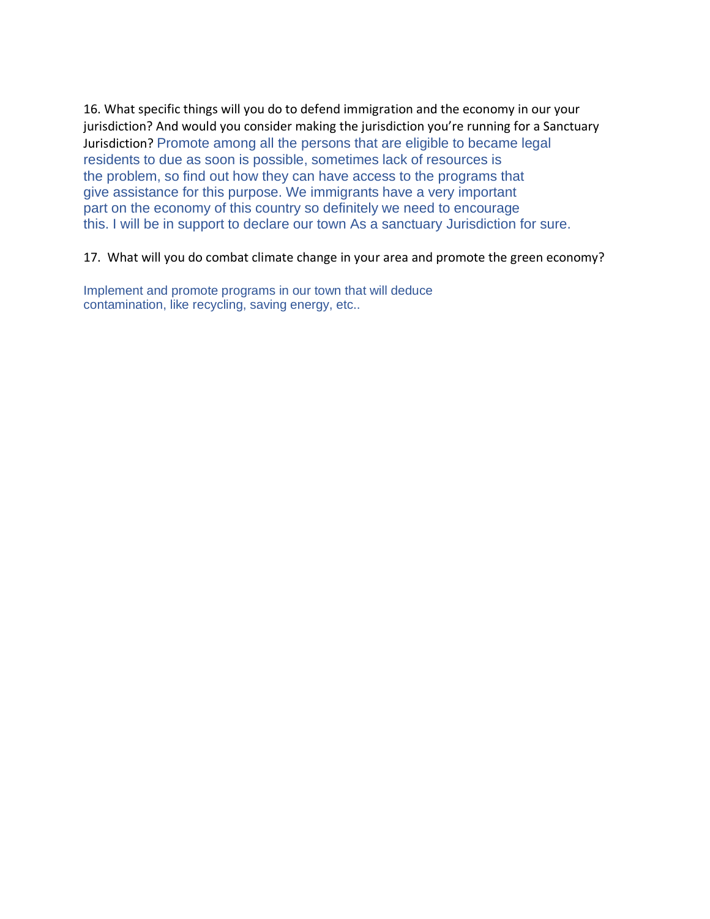16. What specific things will you do to defend immigration and the economy in our your jurisdiction? And would you consider making the jurisdiction you're running for a Sanctuary Jurisdiction? Promote among all the persons that are eligible to became legal residents to due as soon is possible, sometimes lack of resources is the problem, so find out how they can have access to the programs that give assistance for this purpose. We immigrants have a very important part on the economy of this country so definitely we need to encourage this. I will be in support to declare our town As a sanctuary Jurisdiction for sure.

17. What will you do combat climate change in your area and promote the green economy?

Implement and promote programs in our town that will deduce contamination, like recycling, saving energy, etc..